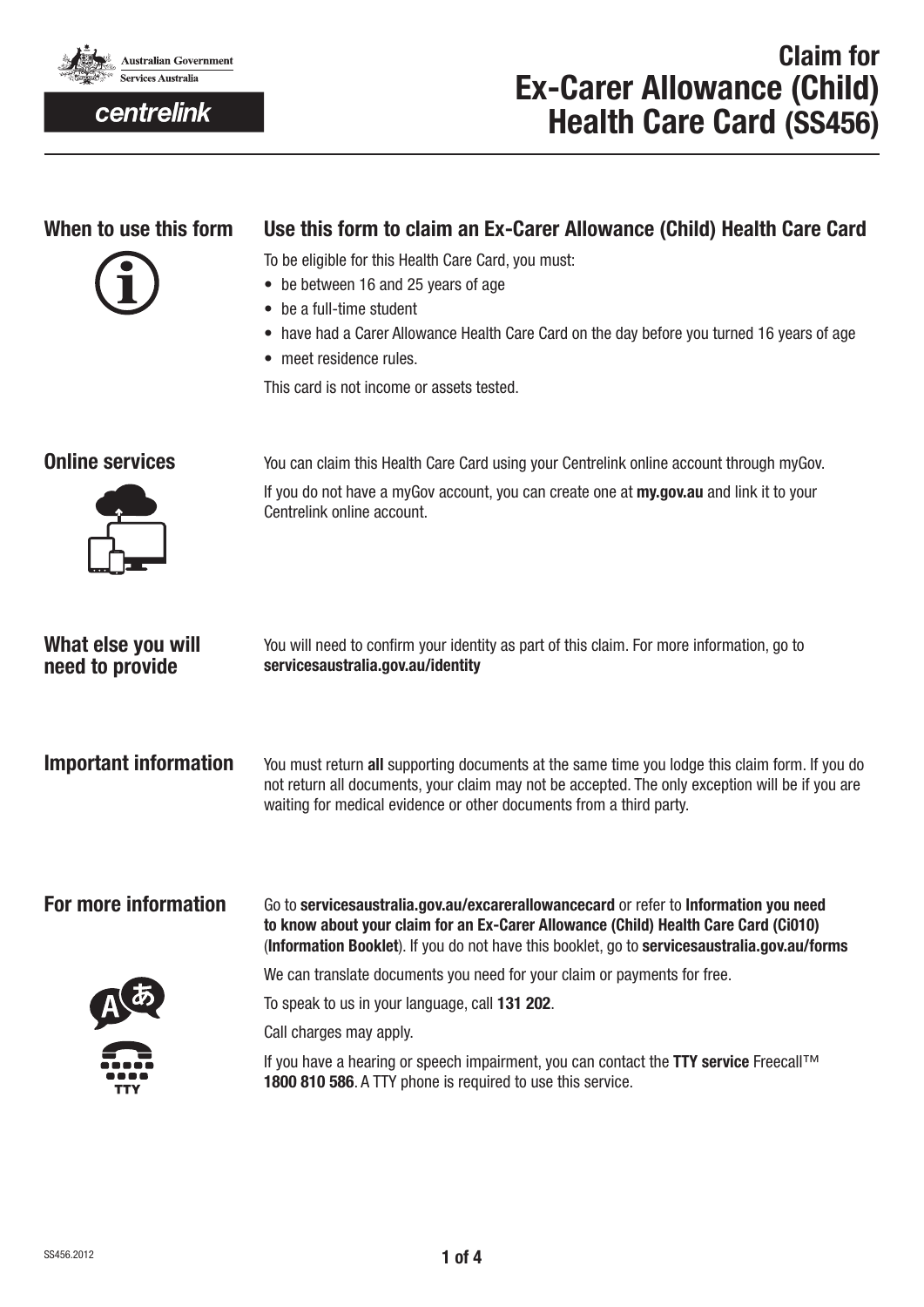Australian Government
Services Australia

centrelink

# Claim for Ex-Carer Allowance (Child) Health Care Card (SS456)

## When to use this form

### Use this form to claim an Ex-Carer Allowance (Child) Health Care Card

To be eligible for this Health Care Card, you must:

- be between 16 and 25 years of age
- be a full-time student
- have had a Carer Allowance Health Care Card on the day before you turned 16 years of age
- meet residence rules.

This card is not income or assets tested.

## Online services

You can claim this Health Care Card using your Centrelink online account through myGov.

If you do not have a myGov account, you can create one at **my.gov.au** and link it to your Centrelink online account.

## What else you will need to provide

You will need to confirm your identity as part of this claim. For more information, go to **servicesaustralia.gov.au/identity**

## Important information

You must return **all** supporting documents at the same time you lodge this claim form. If you do not return all documents, your claim may not be accepted. The only exception will be if you are waiting for medical evidence or other documents from a third party.

## For more information

Go to **servicesaustralia.gov.au/excarerallowancecard** or refer to **Information you need to know about your claim for an Ex-Carer Allowance (Child) Health Care Card (Ci010)** (**Information Booklet**). If you do not have this booklet, go to **servicesaustralia.gov.au/forms**

We can translate documents you need for your claim or payments for free.

To speak to us in your language, call **131 202**.

Call charges may apply.

If you have a hearing or speech impairment, you can contact the **TTY service** Freecall™ **1800 810 586**. A TTY phone is required to use this service.

SS456.2012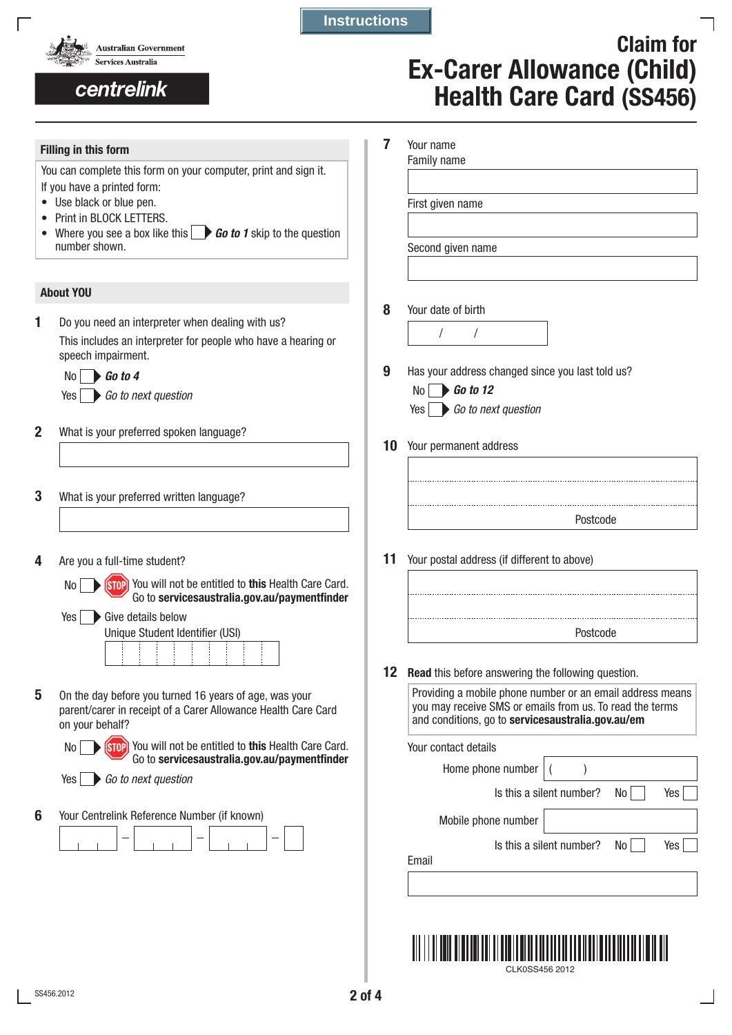Instructions

Australian Government
Services Australia

centrelink

# Claim for Ex-Carer Allowance (Child) Health Care Card (SS456)

## Filling in this form

You can complete this form on your computer, print and sign it.

If you have a printed form:

- Use black or blue pen.
- Print in BLOCK LETTERS.
- Where you see a box like this **Go to 1** skip to the question number shown.

## About YOU

**1** Do you need an interpreter when dealing with us?

This includes an interpreter for people who have a hearing or speech impairment.

No ☐ **Go to 4**

Yes ☐ *Go to next question*

**2** What is your preferred spoken language?

**3** What is your preferred written language?

**4** Are you a full-time student?

No ☐ STOP You will not be entitled to **this** Health Care Card. Go to **servicesaustralia.gov.au/paymentfinder**

Yes ☐ Give details below

Unique Student Identifier (USI)

**5** On the day before you turned 16 years of age, was your parent/carer in receipt of a Carer Allowance Health Care Card on your behalf?

No ☐ STOP You will not be entitled to **this** Health Care Card. Go to **servicesaustralia.gov.au/paymentfinder**

Yes ☐ *Go to next question*

**6** Your Centrelink Reference Number (if known)

\_\_\_ – \_\_\_ – \_\_\_ – \_

**7** Your name

Family name

First given name

Second given name

**8** Your date of birth

/ /

**9** Has your address changed since you last told us?

No ☐ **Go to 12**

Yes ☐ *Go to next question*

**10** Your permanent address

Postcode

**11** Your postal address (if different to above)

Postcode

**12** **Read** this before answering the following question.

Providing a mobile phone number or an email address means you may receive SMS or emails from us. To read the terms and conditions, go to **servicesaustralia.gov.au/em**

Your contact details

Home phone number ( )

Is this a silent number? No ☐ Yes ☐

Mobile phone number

Is this a silent number? No ☐ Yes ☐

Email

CLK0SS456 2012

SS456.2012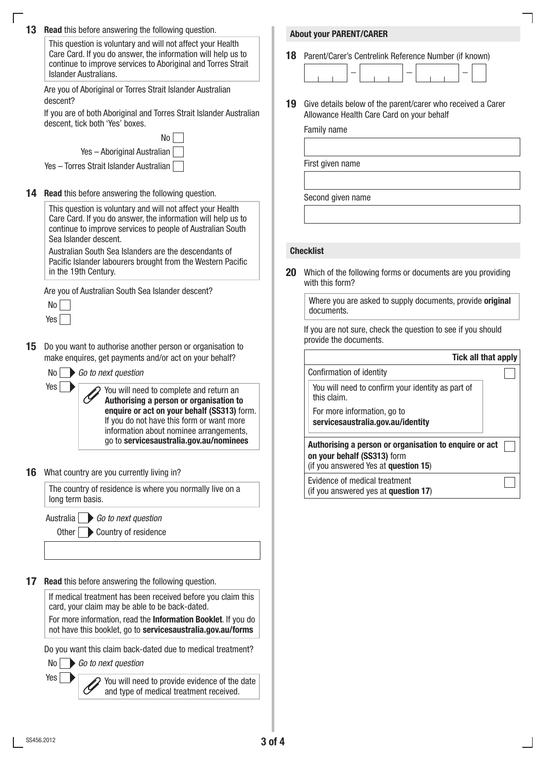**13** **Read** this before answering the following question.

> This question is voluntary and will not affect your Health Care Card. If you do answer, the information will help us to continue to improve services to Aboriginal and Torres Strait Islander Australians.

Are you of Aboriginal or Torres Strait Islander Australian descent?

If you are of both Aboriginal and Torres Strait Islander Australian descent, tick both 'Yes' boxes.

- No ☐
- Yes – Aboriginal Australian ☐
- Yes – Torres Strait Islander Australian ☐

**14** **Read** this before answering the following question.

> This question is voluntary and will not affect your Health Care Card. If you do answer, the information will help us to continue to improve services to people of Australian South Sea Islander descent.
>
> Australian South Sea Islanders are the descendants of Pacific Islander labourers brought from the Western Pacific in the 19th Century.

Are you of Australian South Sea Islander descent?

- No ☐
- Yes ☐

**15** Do you want to authorise another person or organisation to make enquires, get payments and/or act on your behalf?

- No ☐ ▶ *Go to next question*
- Yes ☐ ▶ You will need to complete and return an **Authorising a person or organisation to enquire or act on your behalf (SS313)** form. If you do not have this form or want more information about nominee arrangements, go to **servicesaustralia.gov.au/nominees**

**16** What country are you currently living in?

> The country of residence is where you normally live on a long term basis.

- Australia ☐ ▶ *Go to next question*
- Other ☐ ▶ Country of residence

**17** **Read** this before answering the following question.

> If medical treatment has been received before you claim this card, your claim may be able to be back-dated.
>
> For more information, read the **Information Booklet**. If you do not have this booklet, go to **servicesaustralia.gov.au/forms**

Do you want this claim back-dated due to medical treatment?

- No ☐ ▶ *Go to next question*
- Yes ☐ ▶ You will need to provide evidence of the date and type of medical treatment received.

## About your PARENT/CARER

**18** Parent/Carer's Centrelink Reference Number (if known)

&nbsp;&nbsp;&nbsp;&nbsp;– &nbsp;&nbsp;&nbsp;&nbsp;– &nbsp;&nbsp;&nbsp;&nbsp;–

**19** Give details below of the parent/carer who received a Carer Allowance Health Care Card on your behalf

Family name

First given name

Second given name

## Checklist

**20** Which of the following forms or documents are you providing with this form?

> Where you are asked to supply documents, provide **original** documents.

If you are not sure, check the question to see if you should provide the documents.

| | **Tick all that apply** |
|---|---|
| Confirmation of identity<br>You will need to confirm your identity as part of this claim.<br>For more information, go to **servicesaustralia.gov.au/identity** | ☐ |
| **Authorising a person or organisation to enquire or act on your behalf (SS313)** form (if you answered Yes at **question 15**) | ☐ |
| Evidence of medical treatment (if you answered yes at **question 17**) | ☐ |

SS456.2012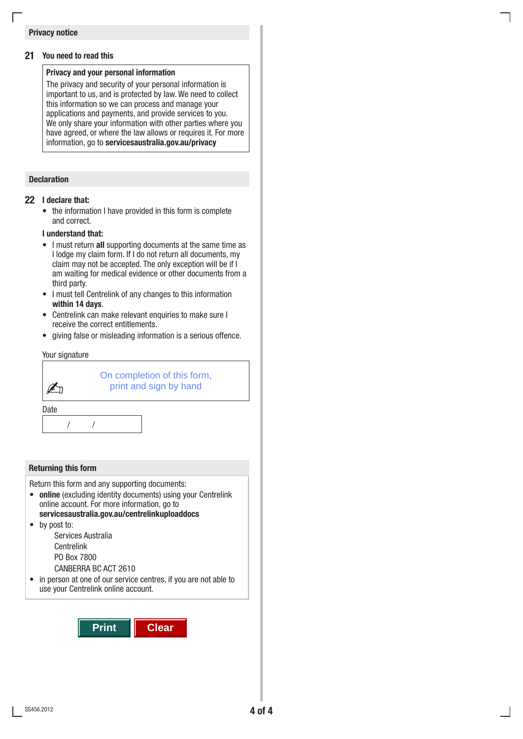## Privacy notice

**21 You need to read this**

**Privacy and your personal information**

The privacy and security of your personal information is important to us, and is protected by law. We need to collect this information so we can process and manage your applications and payments, and provide services to you. We only share your information with other parties where you have agreed, or where the law allows or requires it. For more information, go to **servicesaustralia.gov.au/privacy**

## Declaration

**22 I declare that:**

- the information I have provided in this form is complete and correct.

**I understand that:**

- I must return **all** supporting documents at the same time as I lodge my claim form. If I do not return all documents, my claim may not be accepted. The only exception will be if I am waiting for medical evidence or other documents from a third party.
- I must tell Centrelink of any changes to this information **within 14 days**.
- Centrelink can make relevant enquiries to make sure I receive the correct entitlements.
- giving false or misleading information is a serious offence.

Your signature

On completion of this form, print and sign by hand

Date

/ /

## Returning this form

Return this form and any supporting documents:

- **online** (excluding identity documents) using your Centrelink online account. For more information, go to **servicesaustralia.gov.au/centrelinkuploaddocs**
- by post to:

  Services Australia
  Centrelink
  PO Box 7800
  CANBERRA BC ACT 2610
- in person at one of our service centres, if you are not able to use your Centrelink online account.

Print Clear

SS456.2012